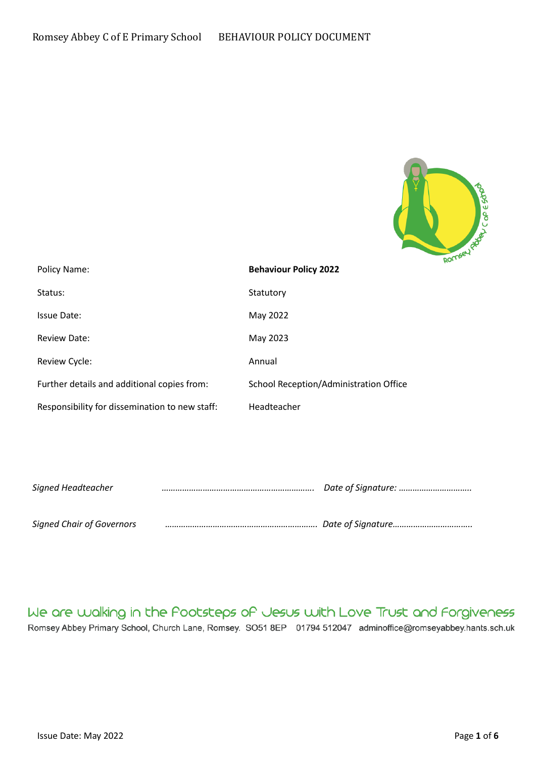Romsey Abbey C of E Primary School BEHAVIOUR POLICY DOCUMENT

| Policy Name: | **Behaviour Policy 2022** |
| --- | --- |
| Status: | Statutory |
| Issue Date: | May 2022 |
| Review Date: | May 2023 |
| Review Cycle: | Annual |
| Further details and additional copies from: | School Reception/Administration Office |
| Responsibility for dissemination to new staff: | Headteacher |

*Signed Headteacher* ………………………………………………………. *Date of Signature:* ………………………….

*Signed Chair of Governors* ………………………………………………………. *Date of Signature*…………………………….

We are walking in the Footsteps of Jesus with Love Trust and Forgiveness

Romsey Abbey Primary School, Church Lane, Romsey. SO51 8EP 01794 512047 adminoffice@romseyabbey.hants.sch.uk

Issue Date: May 2022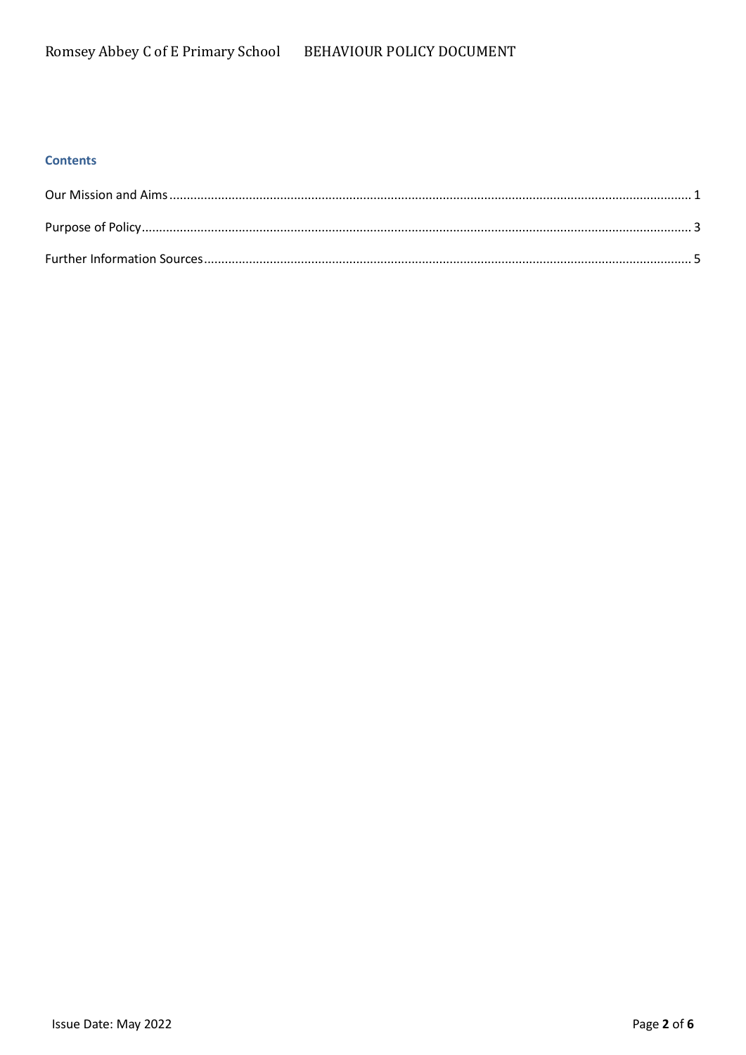## Contents

Our Mission and Aims ........ 1

Purpose of Policy ........ 3

Further Information Sources ........ 5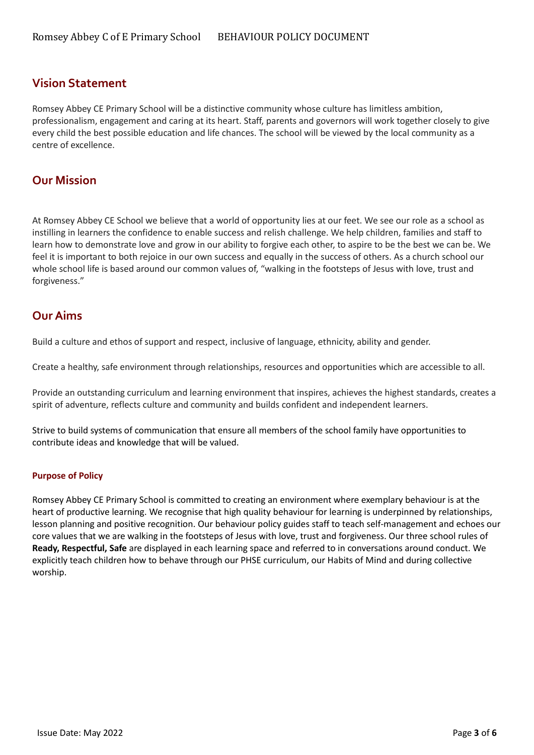## Vision Statement

Romsey Abbey CE Primary School will be a distinctive community whose culture has limitless ambition, professionalism, engagement and caring at its heart. Staff, parents and governors will work together closely to give every child the best possible education and life chances. The school will be viewed by the local community as a centre of excellence.

## Our Mission

At Romsey Abbey CE School we believe that a world of opportunity lies at our feet. We see our role as a school as instilling in learners the confidence to enable success and relish challenge. We help children, families and staff to learn how to demonstrate love and grow in our ability to forgive each other, to aspire to be the best we can be. We feel it is important to both rejoice in our own success and equally in the success of others. As a church school our whole school life is based around our common values of, "walking in the footsteps of Jesus with love, trust and forgiveness."

## Our Aims

Build a culture and ethos of support and respect, inclusive of language, ethnicity, ability and gender.

Create a healthy, safe environment through relationships, resources and opportunities which are accessible to all.

Provide an outstanding curriculum and learning environment that inspires, achieves the highest standards, creates a spirit of adventure, reflects culture and community and builds confident and independent learners.

Strive to build systems of communication that ensure all members of the school family have opportunities to contribute ideas and knowledge that will be valued.

#### Purpose of Policy

Romsey Abbey CE Primary School is committed to creating an environment where exemplary behaviour is at the heart of productive learning. We recognise that high quality behaviour for learning is underpinned by relationships, lesson planning and positive recognition. Our behaviour policy guides staff to teach self-management and echoes our core values that we are walking in the footsteps of Jesus with love, trust and forgiveness. Our three school rules of **Ready, Respectful, Safe** are displayed in each learning space and referred to in conversations around conduct. We explicitly teach children how to behave through our PHSE curriculum, our Habits of Mind and during collective worship.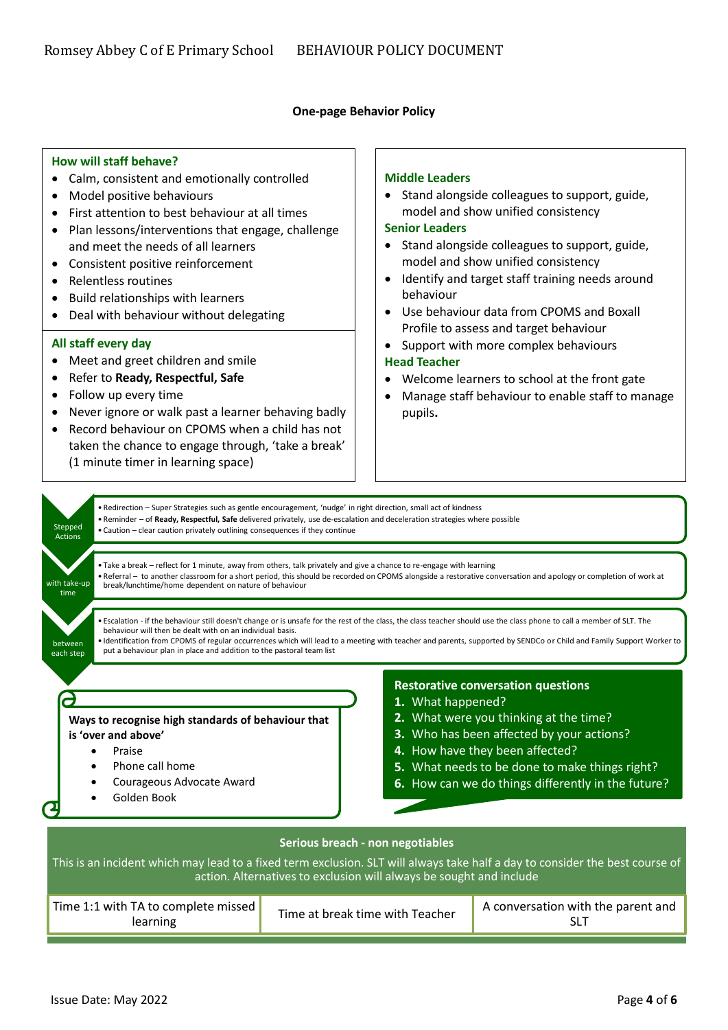**One-page Behavior Policy**

### How will staff behave?

- Calm, consistent and emotionally controlled
- Model positive behaviours
- First attention to best behaviour at all times
- Plan lessons/interventions that engage, challenge and meet the needs of all learners
- Consistent positive reinforcement
- Relentless routines
- Build relationships with learners
- Deal with behaviour without delegating

### All staff every day

- Meet and greet children and smile
- Refer to **Ready, Respectful, Safe**
- Follow up every time
- Never ignore or walk past a learner behaving badly
- Record behaviour on CPOMS when a child has not taken the chance to engage through, 'take a break' (1 minute timer in learning space)

### Middle Leaders

- Stand alongside colleagues to support, guide, model and show unified consistency

### Senior Leaders

- Stand alongside colleagues to support, guide, model and show unified consistency
- Identify and target staff training needs around behaviour
- Use behaviour data from CPOMS and Boxall Profile to assess and target behaviour
- Support with more complex behaviours

### Head Teacher

- Welcome learners to school at the front gate
- Manage staff behaviour to enable staff to manage pupils.

### Stepped Actions with take-up time between each step

- Redirection – Super Strategies such as gentle encouragement, 'nudge' in right direction, small act of kindness
- Reminder – of **Ready, Respectful, Safe** delivered privately, use de-escalation and deceleration strategies where possible
- Caution – clear caution privately outlining consequences if they continue

- Take a break – reflect for 1 minute, away from others, talk privately and give a chance to re-engage with learning
- Referral – to another classroom for a short period, this should be recorded on CPOMS alongside a restorative conversation and apology or completion of work at break/lunchtime/home dependent on nature of behaviour

- Escalation - if the behaviour still doesn't change or is unsafe for the rest of the class, the class teacher should use the class phone to call a member of SLT. The behaviour will then be dealt with on an individual basis.
- Identification from CPOMS of regular occurrences which will lead to a meeting with teacher and parents, supported by SENDCo or Child and Family Support Worker to put a behaviour plan in place and addition to the pastoral team list

### Ways to recognise high standards of behaviour that is 'over and above'

- Praise
- Phone call home
- Courageous Advocate Award
- Golden Book

### Restorative conversation questions

1. What happened?
2. What were you thinking at the time?
3. Who has been affected by your actions?
4. How have they been affected?
5. What needs to be done to make things right?
6. How can we do things differently in the future?

### Serious breach - non negotiables

This is an incident which may lead to a fixed term exclusion. SLT will always take half a day to consider the best course of action. Alternatives to exclusion will always be sought and include

| Time 1:1 with TA to complete missed learning | Time at break time with Teacher | A conversation with the parent and SLT |
|---|---|---|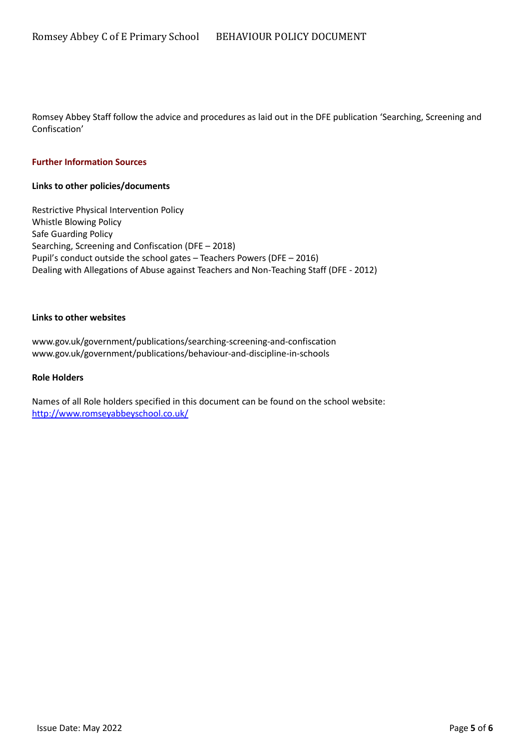Romsey Abbey Staff follow the advice and procedures as laid out in the DFE publication 'Searching, Screening and Confiscation'

## Further Information Sources

**Links to other policies/documents**

Restrictive Physical Intervention Policy
Whistle Blowing Policy
Safe Guarding Policy
Searching, Screening and Confiscation (DFE – 2018)
Pupil's conduct outside the school gates – Teachers Powers (DFE – 2016)
Dealing with Allegations of Abuse against Teachers and Non-Teaching Staff (DFE - 2012)

**Links to other websites**

www.gov.uk/government/publications/searching-screening-and-confiscation
www.gov.uk/government/publications/behaviour-and-discipline-in-schools

**Role Holders**

Names of all Role holders specified in this document can be found on the school website:
http://www.romseyabbeyschool.co.uk/

Issue Date: May 2022